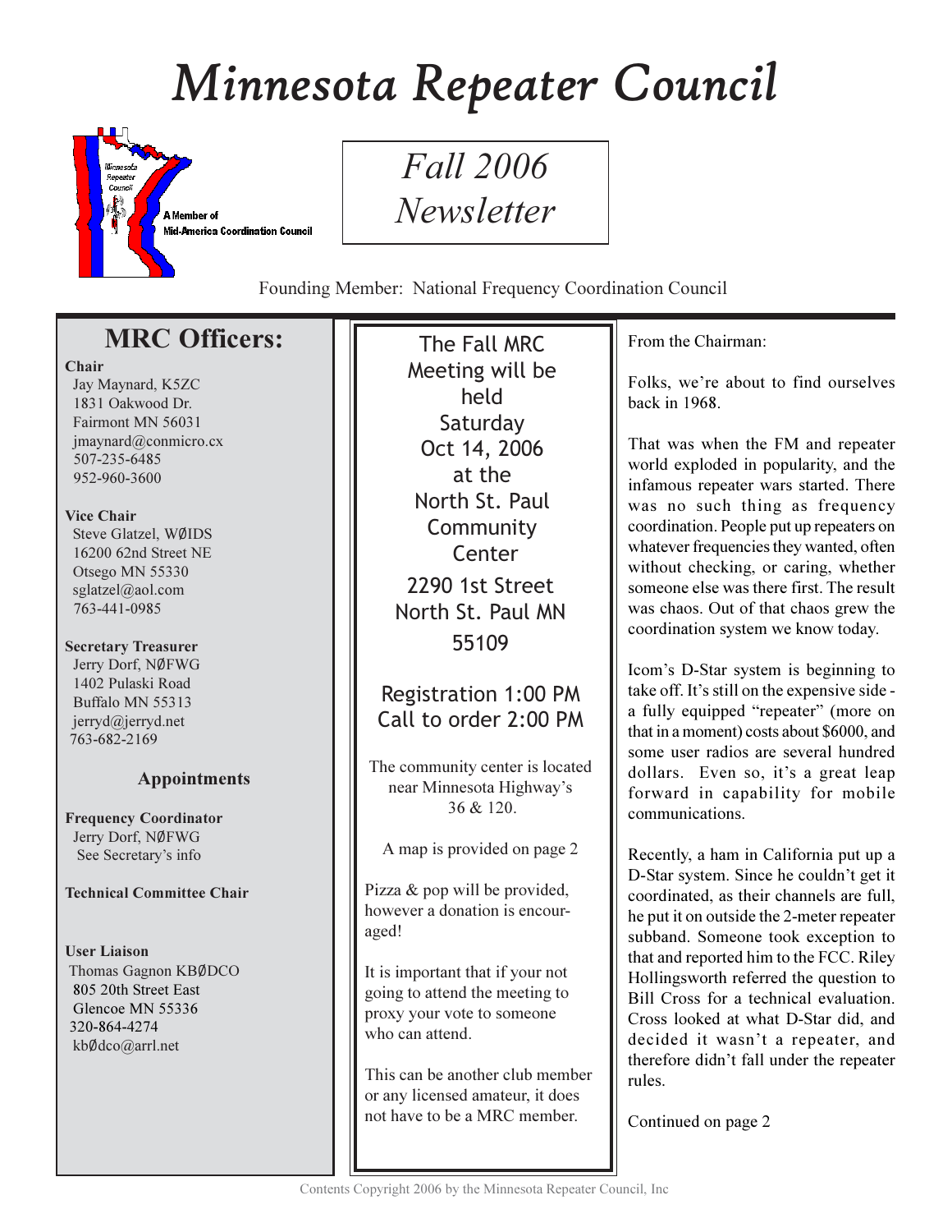# Minnesota Repeater Council

A Member of Mid-America Coordination Council

## Fall 2006 Newsletter

Founding Member: National Frequency Coordination Council

## MRC Officers:

**Chair**
Jay Maynard, K5ZC
1831 Oakwood Dr.
Fairmont MN 56031
jmaynard@conmicro.cx
507-235-6485
952-960-3600

**Vice Chair**
Steve Glatzel, WØIDS
16200 62nd Street NE
Otsego MN 55330
sglatzel@aol.com
763-441-0985

**Secretary Treasurer**
Jerry Dorf, NØFWG
1402 Pulaski Road
Buffalo MN 55313
jerryd@jerryd.net
763-682-2169

### Appointments

**Frequency Coordinator**
Jerry Dorf, NØFWG
See Secretary's info

**Technical Committee Chair**

**User Liaison**
Thomas Gagnon KBØDCO
805 20th Street East
Glencoe MN 55336
320-864-4274
kbØdco@arrl.net

---

The Fall MRC Meeting will be held Saturday Oct 14, 2006 at the North St. Paul Community Center

2290 1st Street
North St. Paul MN
55109

Registration 1:00 PM
Call to order 2:00 PM

The community center is located near Minnesota Highway's 36 & 120.

A map is provided on page 2

Pizza & pop will be provided, however a donation is encouraged!

It is important that if your not going to attend the meeting to proxy your vote to someone who can attend.

This can be another club member or any licensed amateur, it does not have to be a MRC member.

---

From the Chairman:

Folks, we're about to find ourselves back in 1968.

That was when the FM and repeater world exploded in popularity, and the infamous repeater wars started. There was no such thing as frequency coordination. People put up repeaters on whatever frequencies they wanted, often without checking, or caring, whether someone else was there first. The result was chaos. Out of that chaos grew the coordination system we know today.

Icom's D-Star system is beginning to take off. It's still on the expensive side - a fully equipped "repeater" (more on that in a moment) costs about $6000, and some user radios are several hundred dollars. Even so, it's a great leap forward in capability for mobile communications.

Recently, a ham in California put up a D-Star system. Since he couldn't get it coordinated, as their channels are full, he put it on outside the 2-meter repeater subband. Someone took exception to that and reported him to the FCC. Riley Hollingsworth referred the question to Bill Cross for a technical evaluation. Cross looked at what D-Star did, and decided it wasn't a repeater, and therefore didn't fall under the repeater rules.

Continued on page 2

Contents Copyright 2006 by the Minnesota Repeater Council, Inc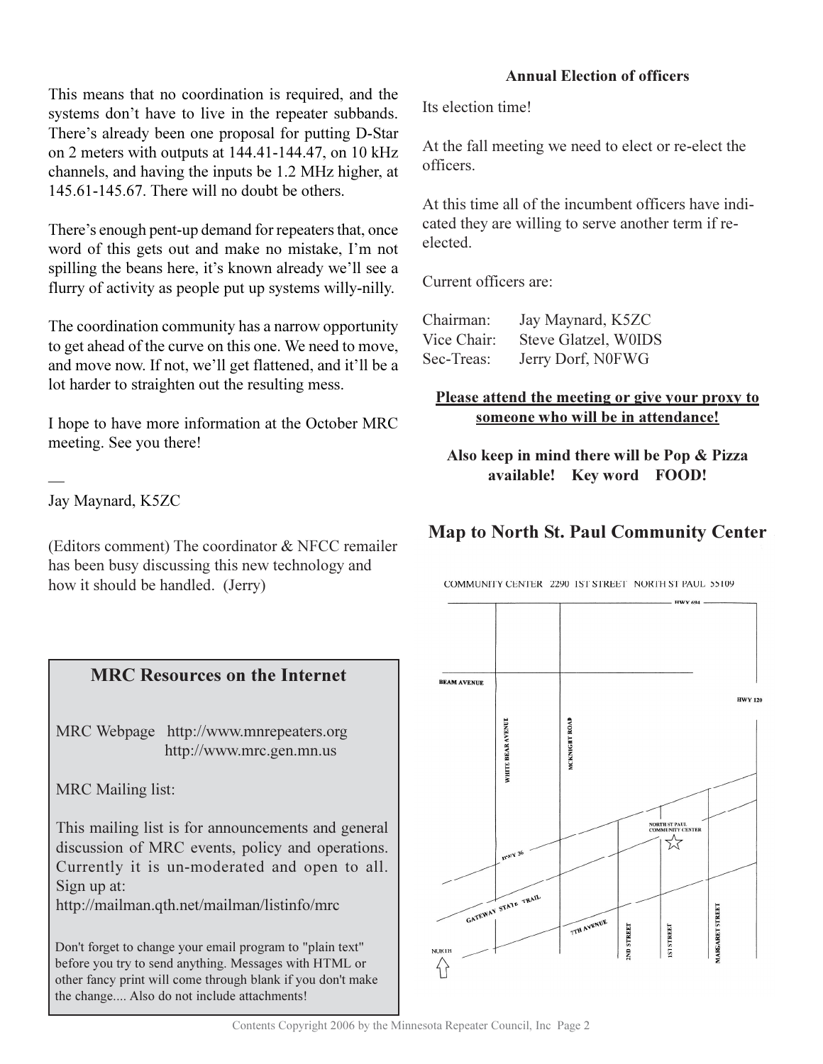This means that no coordination is required, and the systems don't have to live in the repeater subbands. There's already been one proposal for putting D-Star on 2 meters with outputs at 144.41-144.47, on 10 kHz channels, and having the inputs be 1.2 MHz higher, at 145.61-145.67. There will no doubt be others.

There's enough pent-up demand for repeaters that, once word of this gets out and make no mistake, I'm not spilling the beans here, it's known already we'll see a flurry of activity as people put up systems willy-nilly.

The coordination community has a narrow opportunity to get ahead of the curve on this one. We need to move, and move now. If not, we'll get flattened, and it'll be a lot harder to straighten out the resulting mess.

I hope to have more information at the October MRC meeting. See you there!

—
Jay Maynard, K5ZC

(Editors comment) The coordinator & NFCC remailer has been busy discussing this new technology and how it should be handled. (Jerry)

## MRC Resources on the Internet

MRC Webpage http://www.mnrepeaters.org
http://www.mrc.gen.mn.us

MRC Mailing list:

This mailing list is for announcements and general discussion of MRC events, policy and operations. Currently it is un-moderated and open to all. Sign up at:
http://mailman.qth.net/mailman/listinfo/mrc

Don't forget to change your email program to "plain text" before you try to send anything. Messages with HTML or other fancy print will come through blank if you don't make the change.... Also do not include attachments!

### Annual Election of officers

Its election time!

At the fall meeting we need to elect or re-elect the officers.

At this time all of the incumbent officers have indicated they are willing to serve another term if re-elected.

Current officers are:

| | |
|---|---|
| Chairman: | Jay Maynard, K5ZC |
| Vice Chair: | Steve Glatzel, W0IDS |
| Sec-Treas: | Jerry Dorf, N0FWG |

**Please attend the meeting or give your proxy to someone who will be in attendance!**

**Also keep in mind there will be Pop & Pizza available! Key word FOOD!**

## Map to North St. Paul Community Center

COMMUNITY CENTER 2290 1ST STREET NORTH ST PAUL 55109

HWY 694 · BEAM AVENUE · HWY 120 · WHITE BEAR AVENUE · MCKNIGHT ROAD · NORTH ST PAUL COMMUNITY CENTER · HWY 36 · GATEWAY STATE TRAIL · 7TH AVENUE · 2ND STREET · 1ST STREET · MARGARET STREET · NORTH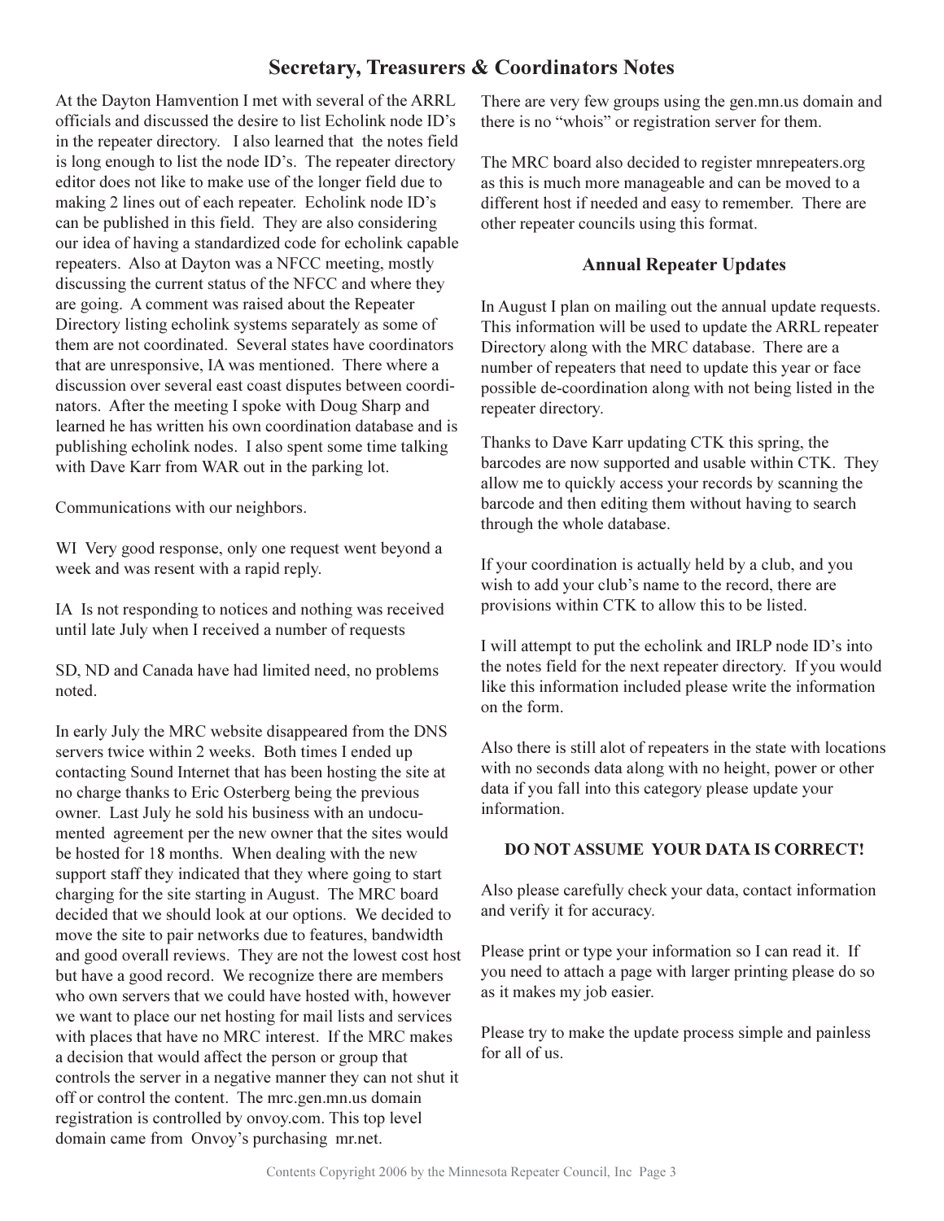## Secretary, Treasurers & Coordinators Notes

At the Dayton Hamvention I met with several of the ARRL officials and discussed the desire to list Echolink node ID's in the repeater directory. I also learned that the notes field is long enough to list the node ID's. The repeater directory editor does not like to make use of the longer field due to making 2 lines out of each repeater. Echolink node ID's can be published in this field. They are also considering our idea of having a standardized code for echolink capable repeaters. Also at Dayton was a NFCC meeting, mostly discussing the current status of the NFCC and where they are going. A comment was raised about the Repeater Directory listing echolink systems separately as some of them are not coordinated. Several states have coordinators that are unresponsive, IA was mentioned. There where a discussion over several east coast disputes between coordinators. After the meeting I spoke with Doug Sharp and learned he has written his own coordination database and is publishing echolink nodes. I also spent some time talking with Dave Karr from WAR out in the parking lot.

Communications with our neighbors.

WI Very good response, only one request went beyond a week and was resent with a rapid reply.

IA Is not responding to notices and nothing was received until late July when I received a number of requests

SD, ND and Canada have had limited need, no problems noted.

In early July the MRC website disappeared from the DNS servers twice within 2 weeks. Both times I ended up contacting Sound Internet that has been hosting the site at no charge thanks to Eric Osterberg being the previous owner. Last July he sold his business with an undocumented agreement per the new owner that the sites would be hosted for 18 months. When dealing with the new support staff they indicated that they where going to start charging for the site starting in August. The MRC board decided that we should look at our options. We decided to move the site to pair networks due to features, bandwidth and good overall reviews. They are not the lowest cost host but have a good record. We recognize there are members who own servers that we could have hosted with, however we want to place our net hosting for mail lists and services with places that have no MRC interest. If the MRC makes a decision that would affect the person or group that controls the server in a negative manner they can not shut it off or control the content. The mrc.gen.mn.us domain registration is controlled by onvoy.com. This top level domain came from Onvoy's purchasing mr.net.

There are very few groups using the gen.mn.us domain and there is no "whois" or registration server for them.

The MRC board also decided to register mnrepeaters.org as this is much more manageable and can be moved to a different host if needed and easy to remember. There are other repeater councils using this format.

### Annual Repeater Updates

In August I plan on mailing out the annual update requests. This information will be used to update the ARRL repeater Directory along with the MRC database. There are a number of repeaters that need to update this year or face possible de-coordination along with not being listed in the repeater directory.

Thanks to Dave Karr updating CTK this spring, the barcodes are now supported and usable within CTK. They allow me to quickly access your records by scanning the barcode and then editing them without having to search through the whole database.

If your coordination is actually held by a club, and you wish to add your club's name to the record, there are provisions within CTK to allow this to be listed.

I will attempt to put the echolink and IRLP node ID's into the notes field for the next repeater directory. If you would like this information included please write the information on the form.

Also there is still alot of repeaters in the state with locations with no seconds data along with no height, power or other data if you fall into this category please update your information.

**DO NOT ASSUME YOUR DATA IS CORRECT!**

Also please carefully check your data, contact information and verify it for accuracy.

Please print or type your information so I can read it. If you need to attach a page with larger printing please do so as it makes my job easier.

Please try to make the update process simple and painless for all of us.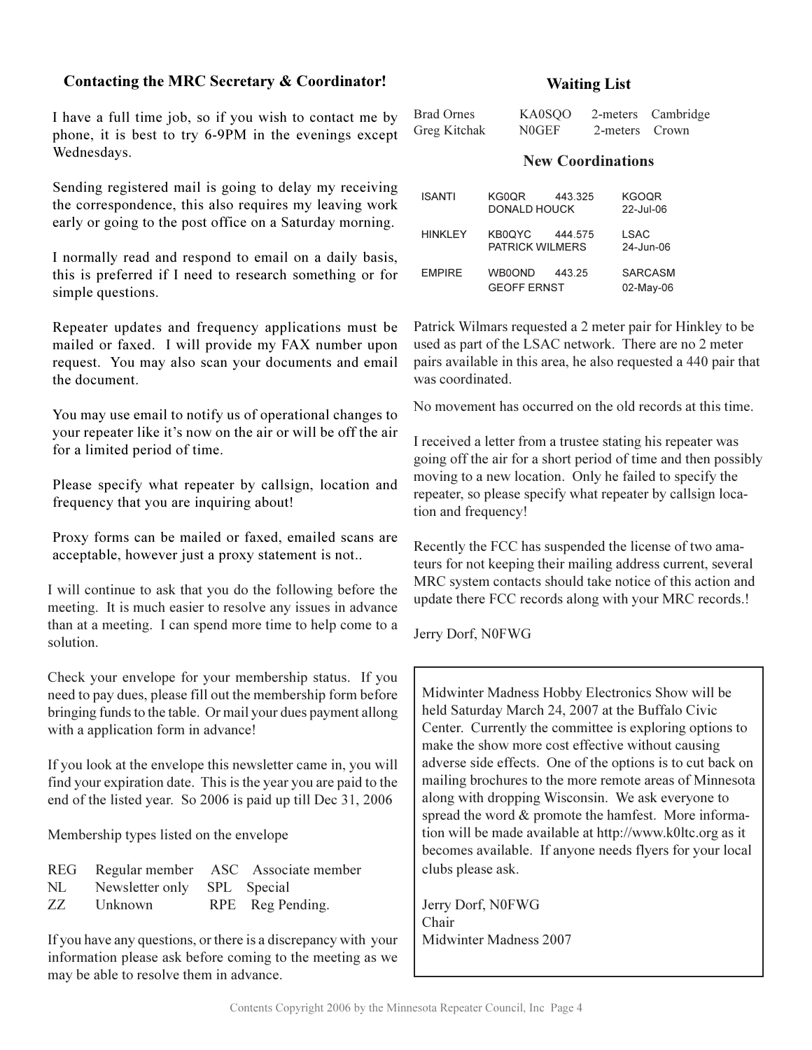## Contacting the MRC Secretary & Coordinator!

I have a full time job, so if you wish to contact me by phone, it is best to try 6-9PM in the evenings except Wednesdays.

Sending registered mail is going to delay my receiving the correspondence, this also requires my leaving work early or going to the post office on a Saturday morning.

I normally read and respond to email on a daily basis, this is preferred if I need to research something or for simple questions.

Repeater updates and frequency applications must be mailed or faxed. I will provide my FAX number upon request. You may also scan your documents and email the document.

You may use email to notify us of operational changes to your repeater like it's now on the air or will be off the air for a limited period of time.

Please specify what repeater by callsign, location and frequency that you are inquiring about!

Proxy forms can be mailed or faxed, emailed scans are acceptable, however just a proxy statement is not..

I will continue to ask that you do the following before the meeting. It is much easier to resolve any issues in advance than at a meeting. I can spend more time to help come to a solution.

Check your envelope for your membership status. If you need to pay dues, please fill out the membership form before bringing funds to the table. Or mail your dues payment allong with a application form in advance!

If you look at the envelope this newsletter came in, you will find your expiration date. This is the year you are paid to the end of the listed year. So 2006 is paid up till Dec 31, 2006

Membership types listed on the envelope

| | | | |
|---|---|---|---|
| REG | Regular member | ASC | Associate member |
| NL | Newsletter only | SPL | Special |
| ZZ | Unknown | RPE | Reg Pending. |

If you have any questions, or there is a discrepancy with your information please ask before coming to the meeting as we may be able to resolve them in advance.

## Waiting List

| | | | |
|---|---|---|---|
| Brad Ornes | KA0SQO | 2-meters | Cambridge |
| Greg Kitchak | N0GEF | 2-meters | Crown |

## New Coordinations

| | | | |
|---|---|---|---|
| ISANTI | KG0QR 443.325<br>DONALD HOUCK | | KGOQR<br>22-Jul-06 |
| HINKLEY | KB0QYC 444.575<br>PATRICK WILMERS | | LSAC<br>24-Jun-06 |
| EMPIRE | WB0OND 443.25<br>GEOFF ERNST | | SARCASM<br>02-May-06 |

Patrick Wilmars requested a 2 meter pair for Hinkley to be used as part of the LSAC network. There are no 2 meter pairs available in this area, he also requested a 440 pair that was coordinated.

No movement has occurred on the old records at this time.

I received a letter from a trustee stating his repeater was going off the air for a short period of time and then possibly moving to a new location. Only he failed to specify the repeater, so please specify what repeater by callsign location and frequency!

Recently the FCC has suspended the license of two amateurs for not keeping their mailing address current, several MRC system contacts should take notice of this action and update there FCC records along with your MRC records.!

Jerry Dorf, N0FWG

---

Midwinter Madness Hobby Electronics Show will be held Saturday March 24, 2007 at the Buffalo Civic Center. Currently the committee is exploring options to make the show more cost effective without causing adverse side effects. One of the options is to cut back on mailing brochures to the more remote areas of Minnesota along with dropping Wisconsin. We ask everyone to spread the word & promote the hamfest. More information will be made available at http://www.k0ltc.org as it becomes available. If anyone needs flyers for your local clubs please ask.

Jerry Dorf, N0FWG
Chair
Midwinter Madness 2007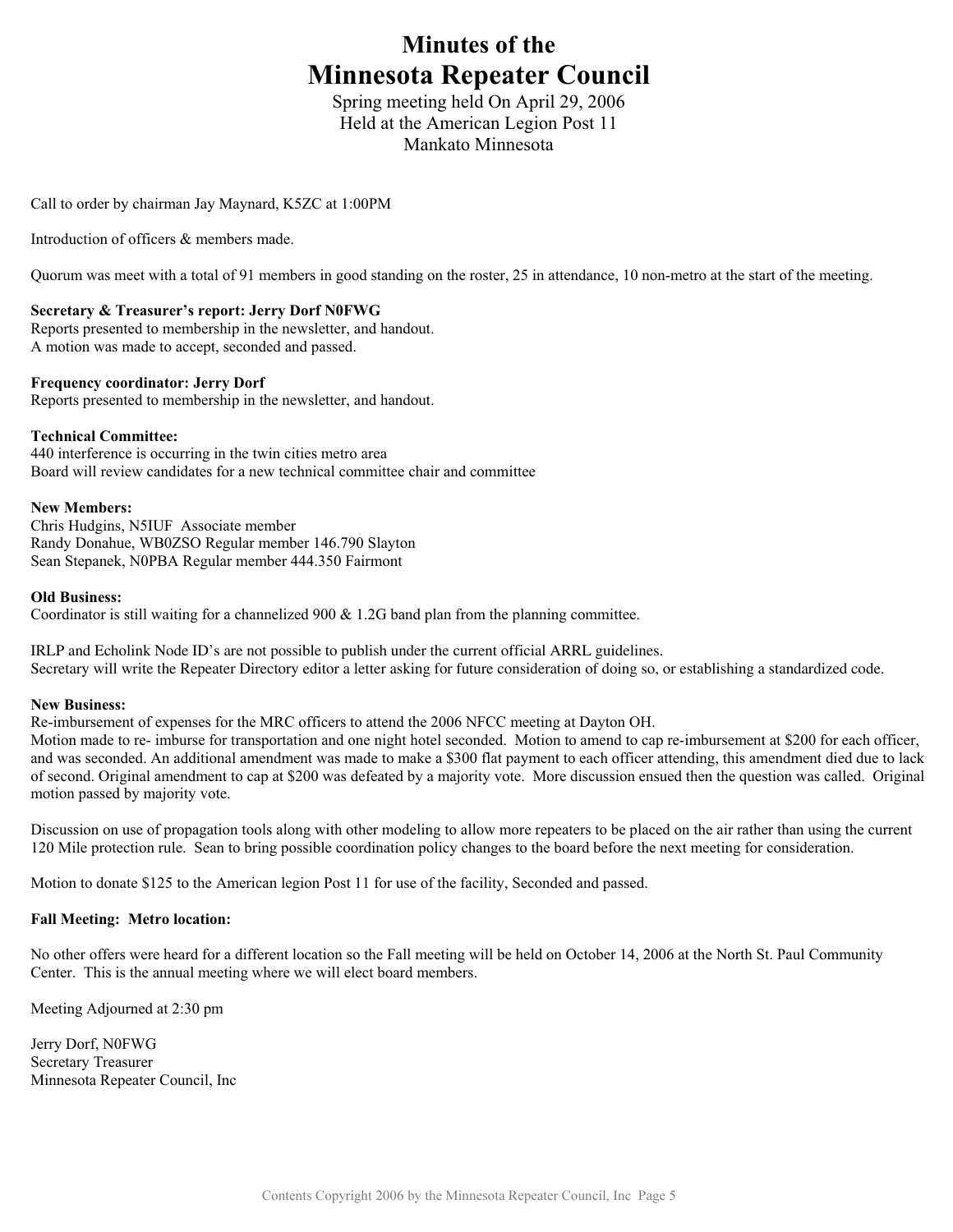# Minutes of the
# Minnesota Repeater Council

Spring meeting held On April 29, 2006
Held at the American Legion Post 11
Mankato Minnesota

Call to order by chairman Jay Maynard, K5ZC at 1:00PM

Introduction of officers & members made.

Quorum was meet with a total of 91 members in good standing on the roster, 25 in attendance, 10 non-metro at the start of the meeting.

**Secretary & Treasurer's report: Jerry Dorf N0FWG**
Reports presented to membership in the newsletter, and handout.
A motion was made to accept, seconded and passed.

**Frequency coordinator: Jerry Dorf**
Reports presented to membership in the newsletter, and handout.

**Technical Committee:**
440 interference is occurring in the twin cities metro area
Board will review candidates for a new technical committee chair and committee

**New Members:**
Chris Hudgins, N5IUF Associate member
Randy Donahue, WB0ZSO Regular member 146.790 Slayton
Sean Stepanek, N0PBA Regular member 444.350 Fairmont

**Old Business:**
Coordinator is still waiting for a channelized 900 & 1.2G band plan from the planning committee.

IRLP and Echolink Node ID's are not possible to publish under the current official ARRL guidelines.
Secretary will write the Repeater Directory editor a letter asking for future consideration of doing so, or establishing a standardized code.

**New Business:**
Re-imbursement of expenses for the MRC officers to attend the 2006 NFCC meeting at Dayton OH.
Motion made to re- imburse for transportation and one night hotel seconded. Motion to amend to cap re-imbursement at $200 for each officer, and was seconded. An additional amendment was made to make a $300 flat payment to each officer attending, this amendment died due to lack of second. Original amendment to cap at $200 was defeated by a majority vote. More discussion ensued then the question was called. Original motion passed by majority vote.

Discussion on use of propagation tools along with other modeling to allow more repeaters to be placed on the air rather than using the current 120 Mile protection rule. Sean to bring possible coordination policy changes to the board before the next meeting for consideration.

Motion to donate $125 to the American legion Post 11 for use of the facility, Seconded and passed.

**Fall Meeting: Metro location:**

No other offers were heard for a different location so the Fall meeting will be held on October 14, 2006 at the North St. Paul Community Center. This is the annual meeting where we will elect board members.

Meeting Adjourned at 2:30 pm

Jerry Dorf, N0FWG
Secretary Treasurer
Minnesota Repeater Council, Inc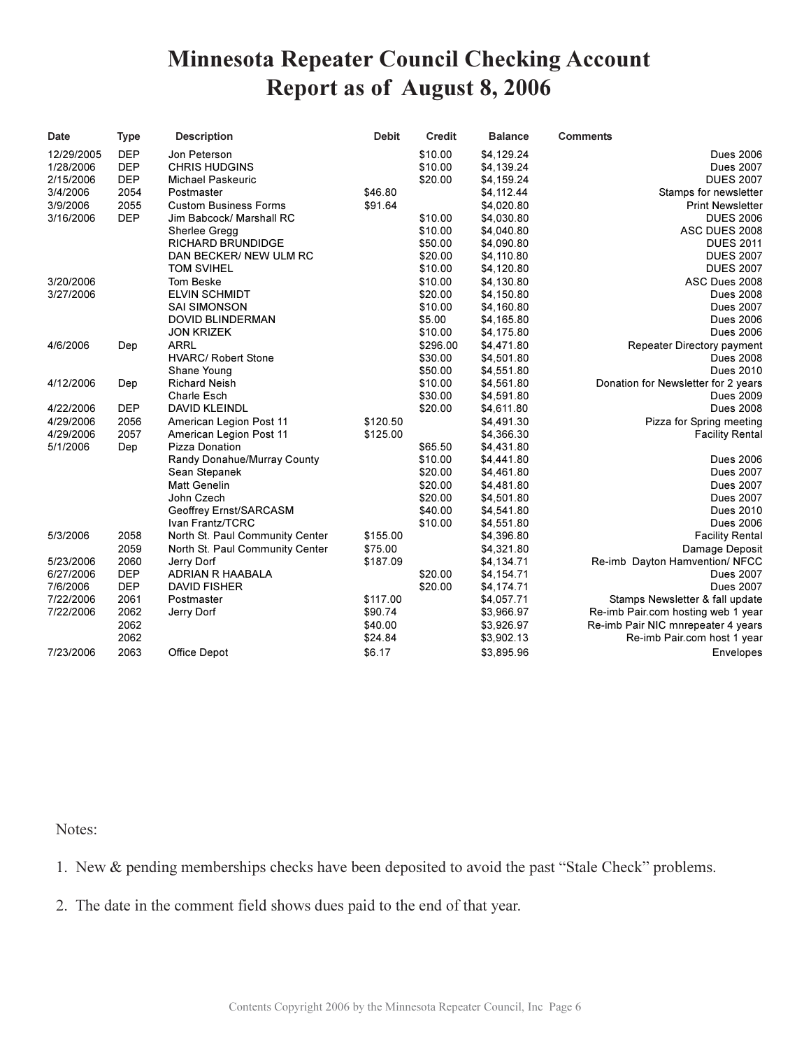# Minnesota Repeater Council Checking Account Report as of August 8, 2006

| Date | Type | Description | Debit | Credit | Balance | Comments |
|---|---|---|---|---|---|---|
| 12/29/2005 | DEP | Jon Peterson | | $10.00 | $4,129.24 | Dues 2006 |
| 1/28/2006 | DEP | CHRIS HUDGINS | | $10.00 | $4,139.24 | Dues 2007 |
| 2/15/2006 | DEP | Michael Paskeuric | | $20.00 | $4,159.24 | DUES 2007 |
| 3/4/2006 | 2054 | Postmaster | $46.80 | | $4,112.44 | Stamps for newsletter |
| 3/9/2006 | 2055 | Custom Business Forms | $91.64 | | $4,020.80 | Print Newsletter |
| 3/16/2006 | DEP | Jim Babcock/ Marshall RC | | $10.00 | $4,030.80 | DUES 2006 |
| | | Sherlee Gregg | | $10.00 | $4,040.80 | ASC DUES 2008 |
| | | RICHARD BRUNDIDGE | | $50.00 | $4,090.80 | DUES 2011 |
| | | DAN BECKER/ NEW ULM RC | | $20.00 | $4,110.80 | DUES 2007 |
| | | TOM SVIHEL | | $10.00 | $4,120.80 | DUES 2007 |
| 3/20/2006 | | Tom Beske | | $10.00 | $4,130.80 | ASC Dues 2008 |
| 3/27/2006 | | ELVIN SCHMIDT | | $20.00 | $4,150.80 | Dues 2008 |
| | | SAI SIMONSON | | $10.00 | $4,160.80 | Dues 2007 |
| | | DOVID BLINDERMAN | | $5.00 | $4,165.80 | Dues 2006 |
| | | JON KRIZEK | | $10.00 | $4,175.80 | Dues 2006 |
| 4/6/2006 | Dep | ARRL | | $296.00 | $4,471.80 | Repeater Directory payment |
| | | HVARC/ Robert Stone | | $30.00 | $4,501.80 | Dues 2008 |
| | | Shane Young | | $50.00 | $4,551.80 | Dues 2010 |
| 4/12/2006 | Dep | Richard Neish | | $10.00 | $4,561.80 | Donation for Newsletter for 2 years |
| | | Charle Esch | | $30.00 | $4,591.80 | Dues 2009 |
| 4/22/2006 | DEP | DAVID KLEINDL | | $20.00 | $4,611.80 | Dues 2008 |
| 4/29/2006 | 2056 | American Legion Post 11 | $120.50 | | $4,491.30 | Pizza for Spring meeting |
| 4/29/2006 | 2057 | American Legion Post 11 | $125.00 | | $4,366.30 | Facility Rental |
| 5/1/2006 | Dep | Pizza Donation | | $65.50 | $4,431.80 | |
| | | Randy Donahue/Murray County | | $10.00 | $4,441.80 | Dues 2006 |
| | | Sean Stepanek | | $20.00 | $4,461.80 | Dues 2007 |
| | | Matt Genelin | | $20.00 | $4,481.80 | Dues 2007 |
| | | John Czech | | $20.00 | $4,501.80 | Dues 2007 |
| | | Geoffrey Ernst/SARCASM | | $40.00 | $4,541.80 | Dues 2010 |
| | | Ivan Frantz/TCRC | | $10.00 | $4,551.80 | Dues 2006 |
| 5/3/2006 | 2058 | North St. Paul Community Center | $155.00 | | $4,396.80 | Facility Rental |
| | 2059 | North St. Paul Community Center | $75.00 | | $4,321.80 | Damage Deposit |
| 5/23/2006 | 2060 | Jerry Dorf | $187.09 | | $4,134.71 | Re-imb Dayton Hamvention/ NFCC |
| 6/27/2006 | DEP | ADRIAN R HAABALA | | $20.00 | $4,154.71 | Dues 2007 |
| 7/6/2006 | DEP | DAVID FISHER | | $20.00 | $4,174.71 | Dues 2007 |
| 7/22/2006 | 2061 | Postmaster | $117.00 | | $4,057.71 | Stamps Newsletter & fall update |
| 7/22/2006 | 2062 | Jerry Dorf | $90.74 | | $3,966.97 | Re-imb Pair.com hosting web 1 year |
| | 2062 | | $40.00 | | $3,926.97 | Re-imb Pair NIC mnrepeater 4 years |
| | 2062 | | $24.84 | | $3,902.13 | Re-imb Pair.com host 1 year |
| 7/23/2006 | 2063 | Office Depot | $6.17 | | $3,895.96 | Envelopes |

Notes:

1. New & pending memberships checks have been deposited to avoid the past "Stale Check" problems.
2. The date in the comment field shows dues paid to the end of that year.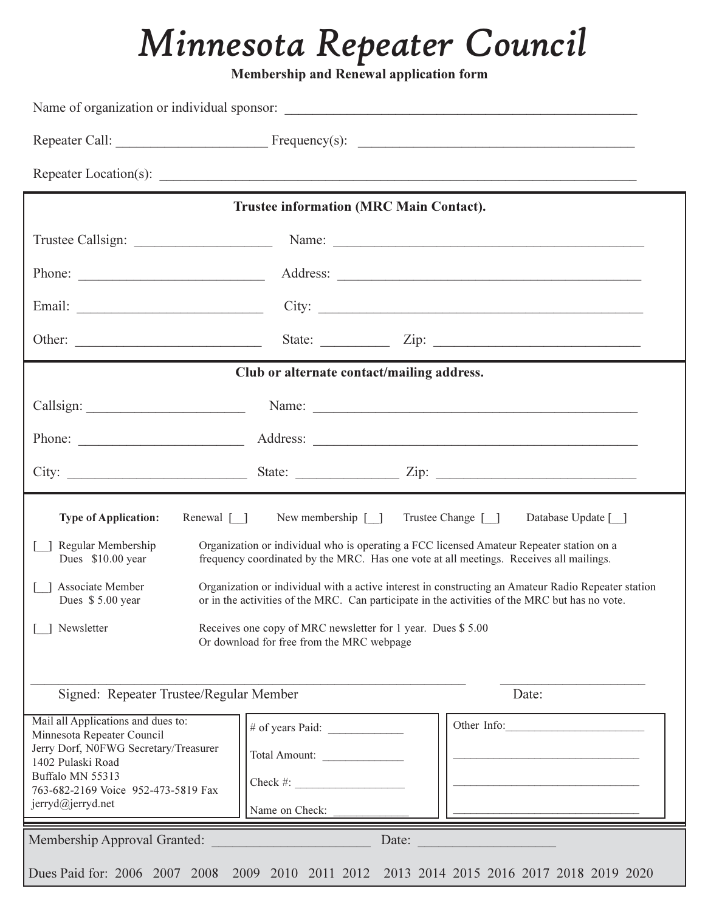# *Minnesota Repeater Council*

**Membership and Renewal application form**

Name of organization or individual sponsor: ______________________________________________

Repeater Call: ____________________ Frequency(s): ____________________________________

Repeater Location(s): ____________________________________________________________

**Trustee information (MRC Main Contact).**

Trustee Callsign: ________________ Name: ________________________________________

Phone: ______________________ Address: ______________________________________

Email: ______________________ City: ________________________________________

Other: ______________________ State: ________ Zip: __________________________

**Club or alternate contact/mailing address.**

Callsign: ____________________ Name: ________________________________________

Phone: ______________________ Address: ______________________________________

City: ______________________ State: ____________ Zip: __________________________

**Type of Application:** Renewal [__] New membership [__] Trustee Change [__] Database Update [__]

[__] Regular Membership Dues $10.00 year — Organization or individual who is operating a FCC licensed Amateur Repeater station on a frequency coordinated by the MRC. Has one vote at all meetings. Receives all mailings.

[__] Associate Member Dues $ 5.00 year — Organization or individual with a active interest in constructing an Amateur Radio Repeater station or in the activities of the MRC. Can participate in the activities of the MRC but has no vote.

[__] Newsletter — Receives one copy of MRC newsletter for 1 year. Dues $ 5.00 Or download for free from the MRC webpage

____________________________________________________ ____________________

Signed: Repeater Trustee/Regular Member Date:

Mail all Applications and dues to:
Minnesota Repeater Council
Jerry Dorf, N0FWG Secretary/Treasurer
1402 Pulaski Road
Buffalo MN 55313
763-682-2169 Voice 952-473-5819 Fax
jerryd@jerryd.net

# of years Paid: ____________

Total Amount: ____________

Check #: ____________

Name on Check: ____________

Other Info: ______________________

______________________________

______________________________

______________________________

Membership Approval Granted: ____________________ Date: ________________

Dues Paid for: 2006 2007 2008 2009 2010 2011 2012 2013 2014 2015 2016 2017 2018 2019 2020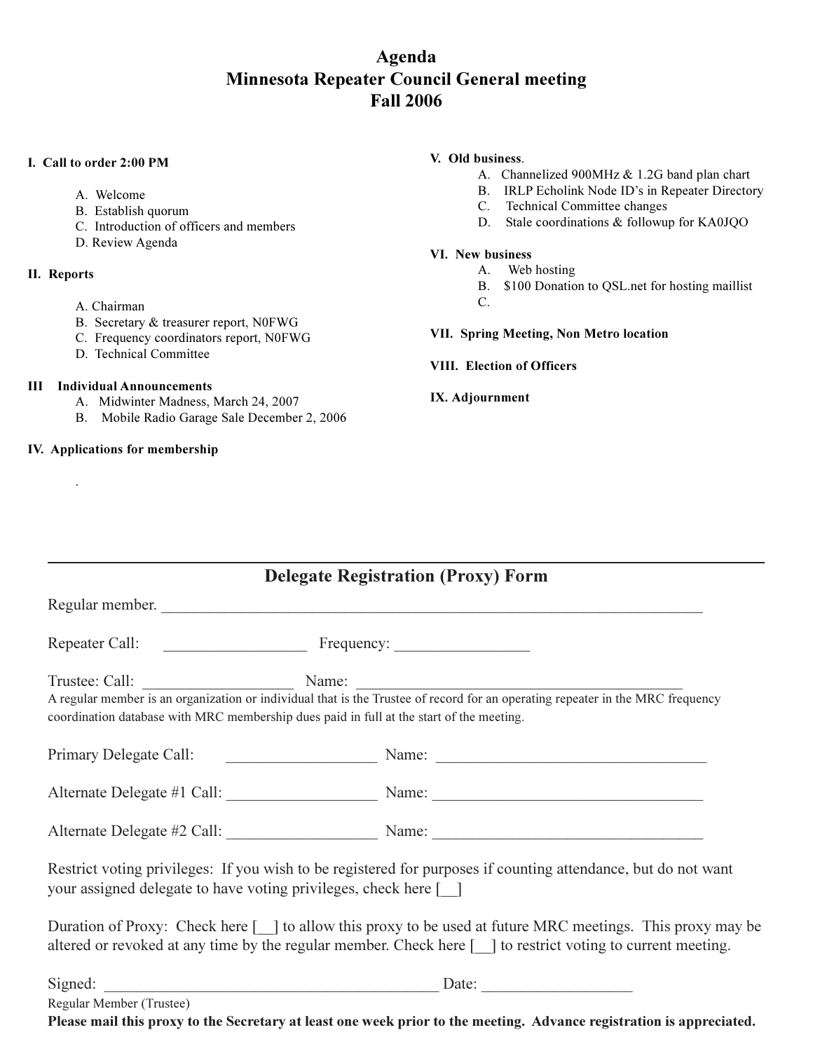# Agenda
# Minnesota Repeater Council General meeting
# Fall 2006

**I. Call to order 2:00 PM**

A. Welcome
B. Establish quorum
C. Introduction of officers and members
D. Review Agenda

**II. Reports**

A. Chairman
B. Secretary & treasurer report, N0FWG
C. Frequency coordinators report, N0FWG
D. Technical Committee

**III Individual Announcements**

A. Midwinter Madness, March 24, 2007
B. Mobile Radio Garage Sale December 2, 2006

**IV. Applications for membership**

.

**V. Old business**.

A. Channelized 900MHz & 1.2G band plan chart
B. IRLP Echolink Node ID's in Repeater Directory
C. Technical Committee changes
D. Stale coordinations & followup for KA0JQO

**VI. New business**

A. Web hosting
B. $100 Donation to QSL.net for hosting maillist
C.

**VII. Spring Meeting, Non Metro location**

**VIII. Election of Officers**

**IX. Adjournment**

---

## Delegate Registration (Proxy) Form

Regular member. ______________________________________________________________________

Repeater Call: __________________ Frequency: ________________

Trustee: Call: __________________ Name: ________________________________________

A regular member is an organization or individual that is the Trustee of record for an operating repeater in the MRC frequency coordination database with MRC membership dues paid in full at the start of the meeting.

Primary Delegate Call: __________________ Name: ________________________________

Alternate Delegate #1 Call: __________________ Name: ________________________________

Alternate Delegate #2 Call: __________________ Name: ________________________________

Restrict voting privileges: If you wish to be registered for purposes if counting attendance, but do not want your assigned delegate to have voting privileges, check here [__]

Duration of Proxy: Check here [__] to allow this proxy to be used at future MRC meetings. This proxy may be altered or revoked at any time by the regular member. Check here [__] to restrict voting to current meeting.

Signed: ________________________________________ Date: __________________

Regular Member (Trustee)

**Please mail this proxy to the Secretary at least one week prior to the meeting. Advance registration is appreciated.**